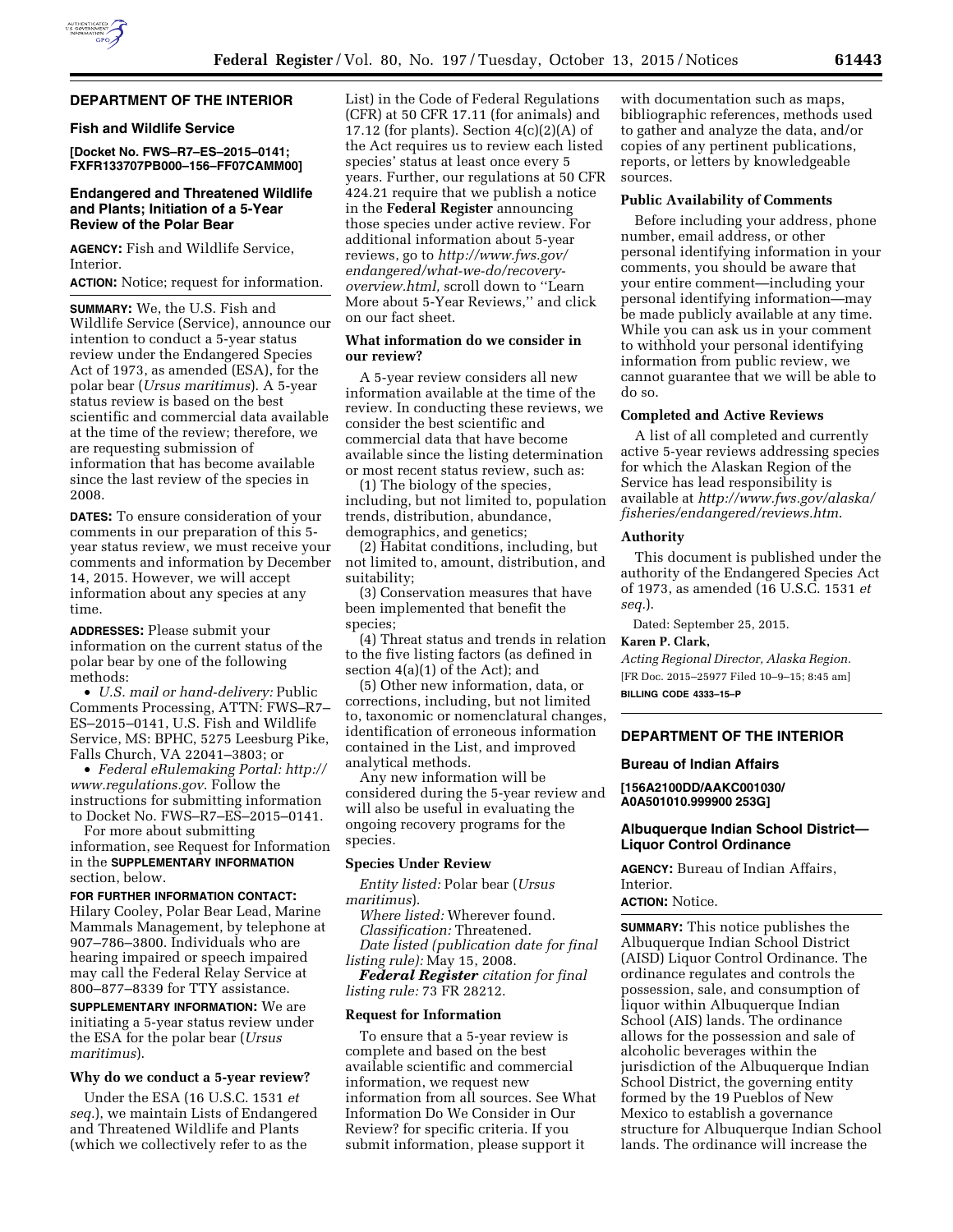## DEPARTMENT OF THE INTERIOR

### Fish and Wildlife Service

**[Docket No. FWS–R7–ES–2015–0141; FXFR133707PB000–156–FF07CAMM00]**

### Endangered and Threatened Wildlife and Plants; Initiation of a 5-Year Review of the Polar Bear

**AGENCY:** Fish and Wildlife Service, Interior.

**ACTION:** Notice; request for information.

**SUMMARY:** We, the U.S. Fish and Wildlife Service (Service), announce our intention to conduct a 5-year status review under the Endangered Species Act of 1973, as amended (ESA), for the polar bear (*Ursus maritimus*). A 5-year status review is based on the best scientific and commercial data available at the time of the review; therefore, we are requesting submission of information that has become available since the last review of the species in 2008.

**DATES:** To ensure consideration of your comments in our preparation of this 5-year status review, we must receive your comments and information by December 14, 2015. However, we will accept information about any species at any time.

**ADDRESSES:** Please submit your information on the current status of the polar bear by one of the following methods:

- *U.S. mail or hand-delivery:* Public Comments Processing, ATTN: FWS–R7–ES–2015–0141, U.S. Fish and Wildlife Service, MS: BPHC, 5275 Leesburg Pike, Falls Church, VA 22041–3803; or
- *Federal eRulemaking Portal: http://www.regulations.gov*. Follow the instructions for submitting information to Docket No. FWS–R7–ES–2015–0141.

For more about submitting information, see Request for Information in the **SUPPLEMENTARY INFORMATION** section, below.

**FOR FURTHER INFORMATION CONTACT:** Hilary Cooley, Polar Bear Lead, Marine Mammals Management, by telephone at 907–786–3800. Individuals who are hearing impaired or speech impaired may call the Federal Relay Service at 800–877–8339 for TTY assistance.

**SUPPLEMENTARY INFORMATION:** We are initiating a 5-year status review under the ESA for the polar bear (*Ursus maritimus*).

#### Why do we conduct a 5-year review?

Under the ESA (16 U.S.C. 1531 *et seq.*), we maintain Lists of Endangered and Threatened Wildlife and Plants (which we collectively refer to as the List) in the Code of Federal Regulations (CFR) at 50 CFR 17.11 (for animals) and 17.12 (for plants). Section 4(c)(2)(A) of the Act requires us to review each listed species' status at least once every 5 years. Further, our regulations at 50 CFR 424.21 require that we publish a notice in the **Federal Register** announcing those species under active review. For additional information about 5-year reviews, go to *http://www.fws.gov/endangered/what-we-do/recovery-overview.html,* scroll down to ''Learn More about 5-Year Reviews,'' and click on our fact sheet.

#### What information do we consider in our review?

A 5-year review considers all new information available at the time of the review. In conducting these reviews, we consider the best scientific and commercial data that have become available since the listing determination or most recent status review, such as:

(1) The biology of the species, including, but not limited to, population trends, distribution, abundance, demographics, and genetics;

(2) Habitat conditions, including, but not limited to, amount, distribution, and suitability;

(3) Conservation measures that have been implemented that benefit the species;

(4) Threat status and trends in relation to the five listing factors (as defined in section 4(a)(1) of the Act); and

(5) Other new information, data, or corrections, including, but not limited to, taxonomic or nomenclatural changes, identification of erroneous information contained in the List, and improved analytical methods.

Any new information will be considered during the 5-year review and will also be useful in evaluating the ongoing recovery programs for the species.

#### Species Under Review

*Entity listed:* Polar bear (*Ursus maritimus*).

*Where listed:* Wherever found.

*Classification:* Threatened.

*Date listed (publication date for final listing rule):* May 15, 2008.

***Federal Register*** *citation for final listing rule:* 73 FR 28212.

#### Request for Information

To ensure that a 5-year review is complete and based on the best available scientific and commercial information, we request new information from all sources. See What Information Do We Consider in Our Review? for specific criteria. If you submit information, please support it with documentation such as maps, bibliographic references, methods used to gather and analyze the data, and/or copies of any pertinent publications, reports, or letters by knowledgeable sources.

#### Public Availability of Comments

Before including your address, phone number, email address, or other personal identifying information in your comments, you should be aware that your entire comment—including your personal identifying information—may be made publicly available at any time. While you can ask us in your comment to withhold your personal identifying information from public review, we cannot guarantee that we will be able to do so.

#### Completed and Active Reviews

A list of all completed and currently active 5-year reviews addressing species for which the Alaskan Region of the Service has lead responsibility is available at *http://www.fws.gov/alaska/fisheries/endangered/reviews.htm*.

#### Authority

This document is published under the authority of the Endangered Species Act of 1973, as amended (16 U.S.C. 1531 *et seq.*).

Dated: September 25, 2015.

**Karen P. Clark,**

*Acting Regional Director, Alaska Region.*

[FR Doc. 2015–25977 Filed 10–9–15; 8:45 am]

**BILLING CODE 4333–15–P**

## DEPARTMENT OF THE INTERIOR

### Bureau of Indian Affairs

**[156A2100DD/AAKC001030/A0A501010.999900 253G]**

### Albuquerque Indian School District—Liquor Control Ordinance

**AGENCY:** Bureau of Indian Affairs, Interior.

**ACTION:** Notice.

**SUMMARY:** This notice publishes the Albuquerque Indian School District (AISD) Liquor Control Ordinance. The ordinance regulates and controls the possession, sale, and consumption of liquor within Albuquerque Indian School (AIS) lands. The ordinance allows for the possession and sale of alcoholic beverages within the jurisdiction of the Albuquerque Indian School District, the governing entity formed by the 19 Pueblos of New Mexico to establish a governance structure for Albuquerque Indian School lands. The ordinance will increase the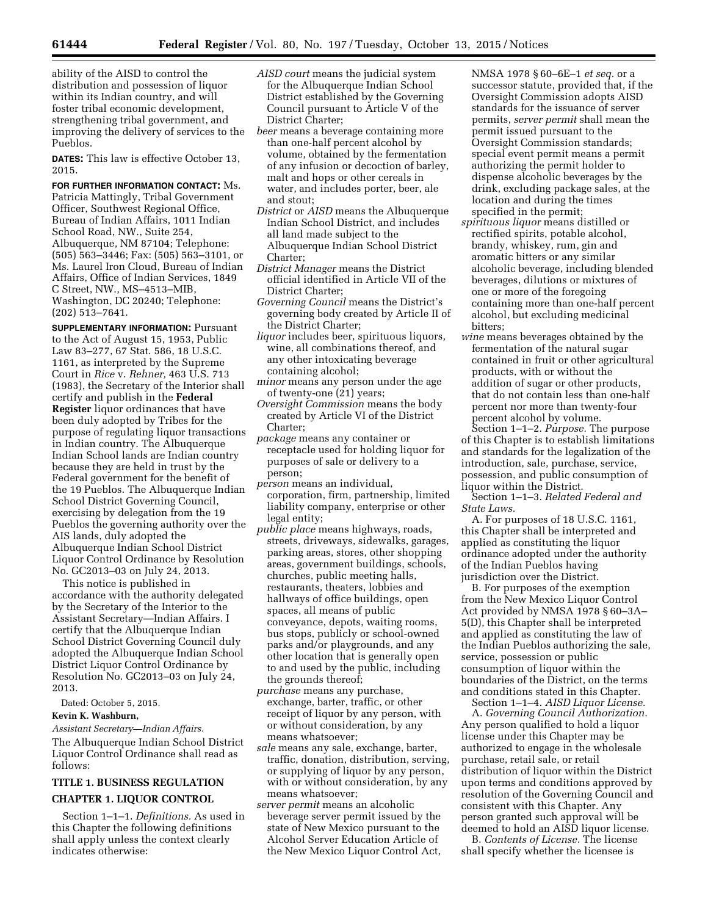ability of the AISD to control the distribution and possession of liquor within its Indian country, and will foster tribal economic development, strengthening tribal government, and improving the delivery of services to the Pueblos.

**DATES:** This law is effective October 13, 2015.

**FOR FURTHER INFORMATION CONTACT:** Ms. Patricia Mattingly, Tribal Government Officer, Southwest Regional Office, Bureau of Indian Affairs, 1011 Indian School Road, NW., Suite 254, Albuquerque, NM 87104; Telephone: (505) 563–3446; Fax: (505) 563–3101, or Ms. Laurel Iron Cloud, Bureau of Indian Affairs, Office of Indian Services, 1849 C Street, NW., MS–4513–MIB, Washington, DC 20240; Telephone: (202) 513–7641.

**SUPPLEMENTARY INFORMATION:** Pursuant to the Act of August 15, 1953, Public Law 83–277, 67 Stat. 586, 18 U.S.C. 1161, as interpreted by the Supreme Court in *Rice* v. *Rehner,* 463 U.S. 713 (1983), the Secretary of the Interior shall certify and publish in the **Federal Register** liquor ordinances that have been duly adopted by Tribes for the purpose of regulating liquor transactions in Indian country. The Albuquerque Indian School lands are Indian country because they are held in trust by the Federal government for the benefit of the 19 Pueblos. The Albuquerque Indian School District Governing Council, exercising by delegation from the 19 Pueblos the governing authority over the AIS lands, duly adopted the Albuquerque Indian School District Liquor Control Ordinance by Resolution No. GC2013–03 on July 24, 2013.

This notice is published in accordance with the authority delegated by the Secretary of the Interior to the Assistant Secretary—Indian Affairs. I certify that the Albuquerque Indian School District Governing Council duly adopted the Albuquerque Indian School District Liquor Control Ordinance by Resolution No. GC2013–03 on July 24, 2013.

Dated: October 5, 2015.

**Kevin K. Washburn,**

*Assistant Secretary—Indian Affairs.*

The Albuquerque Indian School District Liquor Control Ordinance shall read as follows:

## TITLE 1. BUSINESS REGULATION

## CHAPTER 1. LIQUOR CONTROL

Section 1–1–1. *Definitions.* As used in this Chapter the following definitions shall apply unless the context clearly indicates otherwise:

*AISD court* means the judicial system for the Albuquerque Indian School District established by the Governing Council pursuant to Article V of the District Charter;

*beer* means a beverage containing more than one-half percent alcohol by volume, obtained by the fermentation of any infusion or decoction of barley, malt and hops or other cereals in water, and includes porter, beer, ale and stout;

*District* or *AISD* means the Albuquerque Indian School District, and includes all land made subject to the Albuquerque Indian School District Charter;

*District Manager* means the District official identified in Article VII of the District Charter;

*Governing Council* means the District's governing body created by Article II of the District Charter;

*liquor* includes beer, spirituous liquors, wine, all combinations thereof, and any other intoxicating beverage containing alcohol;

*minor* means any person under the age of twenty-one (21) years;

*Oversight Commission* means the body created by Article VI of the District Charter;

*package* means any container or receptacle used for holding liquor for purposes of sale or delivery to a person;

*person* means an individual, corporation, firm, partnership, limited liability company, enterprise or other legal entity;

*public place* means highways, roads, streets, driveways, sidewalks, garages, parking areas, stores, other shopping areas, government buildings, schools, churches, public meeting halls, restaurants, theaters, lobbies and hallways of office buildings, open spaces, all means of public conveyance, depots, waiting rooms, bus stops, publicly or school-owned parks and/or playgrounds, and any other location that is generally open to and used by the public, including the grounds thereof;

*purchase* means any purchase, exchange, barter, traffic, or other receipt of liquor by any person, with or without consideration, by any means whatsoever;

*sale* means any sale, exchange, barter, traffic, donation, distribution, serving, or supplying of liquor by any person, with or without consideration, by any means whatsoever;

*server permit* means an alcoholic beverage server permit issued by the state of New Mexico pursuant to the Alcohol Server Education Article of the New Mexico Liquor Control Act, NMSA 1978 § 60–6E–1 *et seq.* or a successor statute, provided that, if the Oversight Commission adopts AISD standards for the issuance of server permits, *server permit* shall mean the permit issued pursuant to the Oversight Commission standards; special event permit means a permit authorizing the permit holder to dispense alcoholic beverages by the drink, excluding package sales, at the location and during the times specified in the permit;

*spirituous liquor* means distilled or rectified spirits, potable alcohol, brandy, whiskey, rum, gin and aromatic bitters or any similar alcoholic beverage, including blended beverages, dilutions or mixtures of one or more of the foregoing containing more than one-half percent alcohol, but excluding medicinal bitters;

*wine* means beverages obtained by the fermentation of the natural sugar contained in fruit or other agricultural products, with or without the addition of sugar or other products, that do not contain less than one-half percent nor more than twenty-four percent alcohol by volume.

Section 1–1–2. *Purpose.* The purpose of this Chapter is to establish limitations and standards for the legalization of the introduction, sale, purchase, service, possession, and public consumption of liquor within the District.

Section 1–1–3. *Related Federal and State Laws.*

A. For purposes of 18 U.S.C. 1161, this Chapter shall be interpreted and applied as constituting the liquor ordinance adopted under the authority of the Indian Pueblos having jurisdiction over the District.

B. For purposes of the exemption from the New Mexico Liquor Control Act provided by NMSA 1978 § 60–3A–5(D), this Chapter shall be interpreted and applied as constituting the law of the Indian Pueblos authorizing the sale, service, possession or public consumption of liquor within the boundaries of the District, on the terms and conditions stated in this Chapter.

Section 1–1–4. *AISD Liquor License.*

A. *Governing Council Authorization.* Any person qualified to hold a liquor license under this Chapter may be authorized to engage in the wholesale purchase, retail sale, or retail distribution of liquor within the District upon terms and conditions approved by resolution of the Governing Council and consistent with this Chapter. Any person granted such approval will be deemed to hold an AISD liquor license.

B. *Contents of License.* The license shall specify whether the licensee is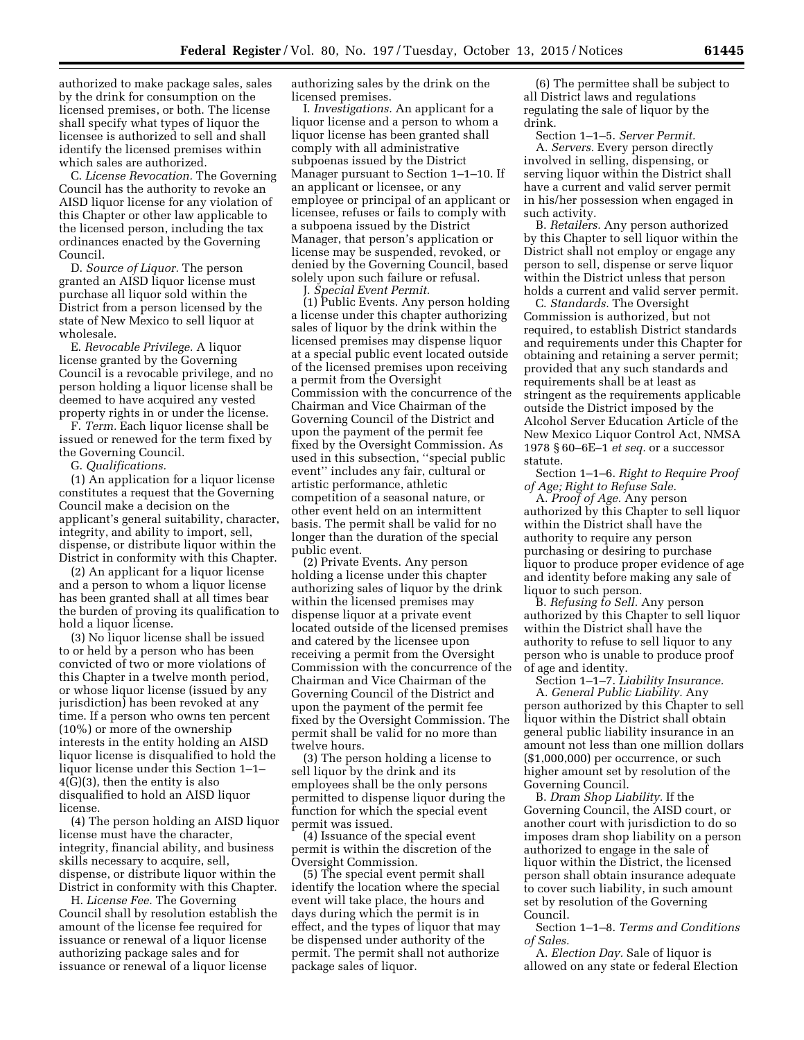authorized to make package sales, sales by the drink for consumption on the licensed premises, or both. The license shall specify what types of liquor the licensee is authorized to sell and shall identify the licensed premises within which sales are authorized.

C. *License Revocation.* The Governing Council has the authority to revoke an AISD liquor license for any violation of this Chapter or other law applicable to the licensed person, including the tax ordinances enacted by the Governing Council.

D. *Source of Liquor.* The person granted an AISD liquor license must purchase all liquor sold within the District from a person licensed by the state of New Mexico to sell liquor at wholesale.

E. *Revocable Privilege.* A liquor license granted by the Governing Council is a revocable privilege, and no person holding a liquor license shall be deemed to have acquired any vested property rights in or under the license.

F. *Term.* Each liquor license shall be issued or renewed for the term fixed by the Governing Council.

G. *Qualifications.*

(1) An application for a liquor license constitutes a request that the Governing Council make a decision on the applicant's general suitability, character, integrity, and ability to import, sell, dispense, or distribute liquor within the District in conformity with this Chapter.

(2) An applicant for a liquor license and a person to whom a liquor license has been granted shall at all times bear the burden of proving its qualification to hold a liquor license.

(3) No liquor license shall be issued to or held by a person who has been convicted of two or more violations of this Chapter in a twelve month period, or whose liquor license (issued by any jurisdiction) has been revoked at any time. If a person who owns ten percent (10%) or more of the ownership interests in the entity holding an AISD liquor license is disqualified to hold the liquor license under this Section 1–1–4(G)(3), then the entity is also disqualified to hold an AISD liquor license.

(4) The person holding an AISD liquor license must have the character, integrity, financial ability, and business skills necessary to acquire, sell, dispense, or distribute liquor within the District in conformity with this Chapter.

H. *License Fee.* The Governing Council shall by resolution establish the amount of the license fee required for issuance or renewal of a liquor license authorizing package sales and for issuance or renewal of a liquor license authorizing sales by the drink on the licensed premises.

I. *Investigations.* An applicant for a liquor license and a person to whom a liquor license has been granted shall comply with all administrative subpoenas issued by the District Manager pursuant to Section 1–1–10. If an applicant or licensee, or any employee or principal of an applicant or licensee, refuses or fails to comply with a subpoena issued by the District Manager, that person's application or license may be suspended, revoked, or denied by the Governing Council, based solely upon such failure or refusal.

J. *Special Event Permit.*

(1) Public Events. Any person holding a license under this chapter authorizing sales of liquor by the drink within the licensed premises may dispense liquor at a special public event located outside of the licensed premises upon receiving a permit from the Oversight Commission with the concurrence of the Chairman and Vice Chairman of the Governing Council of the District and upon the payment of the permit fee fixed by the Oversight Commission. As used in this subsection, "special public event" includes any fair, cultural or artistic performance, athletic competition of a seasonal nature, or other event held on an intermittent basis. The permit shall be valid for no longer than the duration of the special public event.

(2) Private Events. Any person holding a license under this chapter authorizing sales of liquor by the drink within the licensed premises may dispense liquor at a private event located outside of the licensed premises and catered by the licensee upon receiving a permit from the Oversight Commission with the concurrence of the Chairman and Vice Chairman of the Governing Council of the District and upon the payment of the permit fee fixed by the Oversight Commission. The permit shall be valid for no more than twelve hours.

(3) The person holding a license to sell liquor by the drink and its employees shall be the only persons permitted to dispense liquor during the function for which the special event permit was issued.

(4) Issuance of the special event permit is within the discretion of the Oversight Commission.

(5) The special event permit shall identify the location where the special event will take place, the hours and days during which the permit is in effect, and the types of liquor that may be dispensed under authority of the permit. The permit shall not authorize package sales of liquor.

(6) The permittee shall be subject to all District laws and regulations regulating the sale of liquor by the drink.

Section 1–1–5. *Server Permit.*

A. *Servers.* Every person directly involved in selling, dispensing, or serving liquor within the District shall have a current and valid server permit in his/her possession when engaged in such activity.

B. *Retailers.* Any person authorized by this Chapter to sell liquor within the District shall not employ or engage any person to sell, dispense or serve liquor within the District unless that person holds a current and valid server permit.

C. *Standards.* The Oversight Commission is authorized, but not required, to establish District standards and requirements under this Chapter for obtaining and retaining a server permit; provided that any such standards and requirements shall be at least as stringent as the requirements applicable outside the District imposed by the Alcohol Server Education Article of the New Mexico Liquor Control Act, NMSA 1978 § 60–6E–1 *et seq.* or a successor statute.

Section 1–1–6. *Right to Require Proof of Age; Right to Refuse Sale.*

A. *Proof of Age.* Any person authorized by this Chapter to sell liquor within the District shall have the authority to require any person purchasing or desiring to purchase liquor to produce proper evidence of age and identity before making any sale of liquor to such person.

B. *Refusing to Sell.* Any person authorized by this Chapter to sell liquor within the District shall have the authority to refuse to sell liquor to any person who is unable to produce proof of age and identity.

Section 1–1–7. *Liability Insurance.*

A. *General Public Liability.* Any person authorized by this Chapter to sell liquor within the District shall obtain general public liability insurance in an amount not less than one million dollars ($1,000,000) per occurrence, or such higher amount set by resolution of the Governing Council.

B. *Dram Shop Liability.* If the Governing Council, the AISD court, or another court with jurisdiction to do so imposes dram shop liability on a person authorized to engage in the sale of liquor within the District, the licensed person shall obtain insurance adequate to cover such liability, in such amount set by resolution of the Governing Council.

Section 1–1–8. *Terms and Conditions of Sales.*

A. *Election Day.* Sale of liquor is allowed on any state or federal Election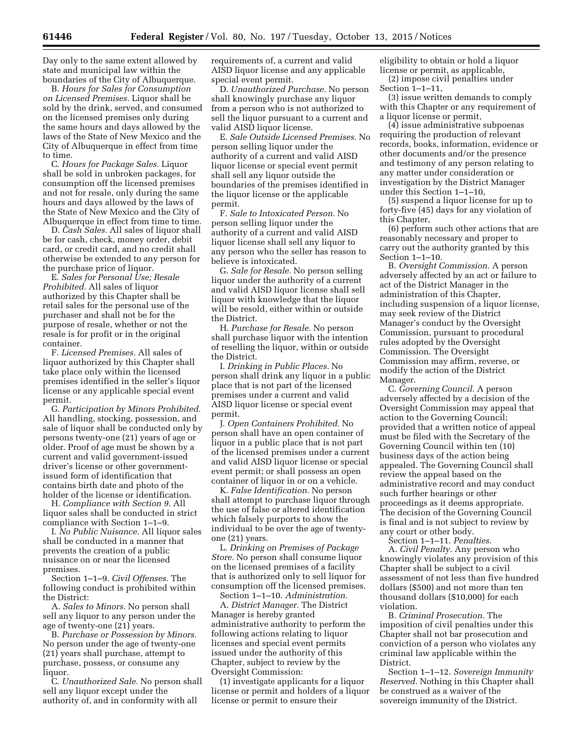Day only to the same extent allowed by state and municipal law within the boundaries of the City of Albuquerque.

B. *Hours for Sales for Consumption on Licensed Premises.* Liquor shall be sold by the drink, served, and consumed on the licensed premises only during the same hours and days allowed by the laws of the State of New Mexico and the City of Albuquerque in effect from time to time.

C. *Hours for Package Sales.* Liquor shall be sold in unbroken packages, for consumption off the licensed premises and not for resale, only during the same hours and days allowed by the laws of the State of New Mexico and the City of Albuquerque in effect from time to time.

D. *Cash Sales.* All sales of liquor shall be for cash, check, money order, debit card, or credit card, and no credit shall otherwise be extended to any person for the purchase price of liquor.

E. *Sales for Personal Use; Resale Prohibited.* All sales of liquor authorized by this Chapter shall be retail sales for the personal use of the purchaser and shall not be for the purpose of resale, whether or not the resale is for profit or in the original container.

F. *Licensed Premises.* All sales of liquor authorized by this Chapter shall take place only within the licensed premises identified in the seller's liquor license or any applicable special event permit.

G. *Participation by Minors Prohibited.* All handling, stocking, possession, and sale of liquor shall be conducted only by persons twenty-one (21) years of age or older. Proof of age must be shown by a current and valid government-issued driver's license or other government-issued form of identification that contains birth date and photo of the holder of the license or identification.

H. *Compliance with Section 9.* All liquor sales shall be conducted in strict compliance with Section 1–1–9.

I. *No Public Nuisance.* All liquor sales shall be conducted in a manner that prevents the creation of a public nuisance on or near the licensed premises.

Section 1–1–9. *Civil Offenses.* The following conduct is prohibited within the District:

A. *Sales to Minors.* No person shall sell any liquor to any person under the age of twenty-one (21) years.

B. *Purchase or Possession by Minors.* No person under the age of twenty-one (21) years shall purchase, attempt to purchase, possess, or consume any liquor.

C. *Unauthorized Sale.* No person shall sell any liquor except under the authority of, and in conformity with all requirements of, a current and valid AISD liquor license and any applicable special event permit.

D. *Unauthorized Purchase.* No person shall knowingly purchase any liquor from a person who is not authorized to sell the liquor pursuant to a current and valid AISD liquor license.

E. *Sale Outside Licensed Premises.* No person selling liquor under the authority of a current and valid AISD liquor license or special event permit shall sell any liquor outside the boundaries of the premises identified in the liquor license or the applicable permit.

F. *Sale to Intoxicated Person.* No person selling liquor under the authority of a current and valid AISD liquor license shall sell any liquor to any person who the seller has reason to believe is intoxicated.

G. *Sale for Resale.* No person selling liquor under the authority of a current and valid AISD liquor license shall sell liquor with knowledge that the liquor will be resold, either within or outside the District.

H. *Purchase for Resale.* No person shall purchase liquor with the intention of reselling the liquor, within or outside the District.

I. *Drinking in Public Places.* No person shall drink any liquor in a public place that is not part of the licensed premises under a current and valid AISD liquor license or special event permit.

J. *Open Containers Prohibited.* No person shall have an open container of liquor in a public place that is not part of the licensed premises under a current and valid AISD liquor license or special event permit; or shall possess an open container of liquor in or on a vehicle.

K. *False Identification.* No person shall attempt to purchase liquor through the use of false or altered identification which falsely purports to show the individual to be over the age of twenty-one (21) years.

L. *Drinking on Premises of Package Store.* No person shall consume liquor on the licensed premises of a facility that is authorized only to sell liquor for consumption off the licensed premises.

Section 1–1–10. *Administration.*

A. *District Manager.* The District Manager is hereby granted administrative authority to perform the following actions relating to liquor licenses and special event permits issued under the authority of this Chapter, subject to review by the Oversight Commission:

(1) investigate applicants for a liquor license or permit and holders of a liquor license or permit to ensure their eligibility to obtain or hold a liquor license or permit, as applicable,

(2) impose civil penalties under Section 1–1–11,

(3) issue written demands to comply with this Chapter or any requirement of a liquor license or permit,

(4) issue administrative subpoenas requiring the production of relevant records, books, information, evidence or other documents and/or the presence and testimony of any person relating to any matter under consideration or investigation by the District Manager under this Section 1–1–10,

(5) suspend a liquor license for up to forty-five (45) days for any violation of this Chapter,

(6) perform such other actions that are reasonably necessary and proper to carry out the authority granted by this Section 1–1–10.

B. *Oversight Commission.* A person adversely affected by an act or failure to act of the District Manager in the administration of this Chapter, including suspension of a liquor license, may seek review of the District Manager's conduct by the Oversight Commission, pursuant to procedural rules adopted by the Oversight Commission. The Oversight Commission may affirm, reverse, or modify the action of the District Manager.

C. *Governing Council.* A person adversely affected by a decision of the Oversight Commission may appeal that action to the Governing Council; provided that a written notice of appeal must be filed with the Secretary of the Governing Council within ten (10) business days of the action being appealed. The Governing Council shall review the appeal based on the administrative record and may conduct such further hearings or other proceedings as it deems appropriate. The decision of the Governing Council is final and is not subject to review by any court or other body.

Section 1–1–11. *Penalties.*

A. *Civil Penalty.* Any person who knowingly violates any provision of this Chapter shall be subject to a civil assessment of not less than five hundred dollars ($500) and not more than ten thousand dollars ($10,000) for each violation.

B. *Criminal Prosecution.* The imposition of civil penalties under this Chapter shall not bar prosecution and conviction of a person who violates any criminal law applicable within the District.

Section 1–1–12. *Sovereign Immunity Reserved.* Nothing in this Chapter shall be construed as a waiver of the sovereign immunity of the District.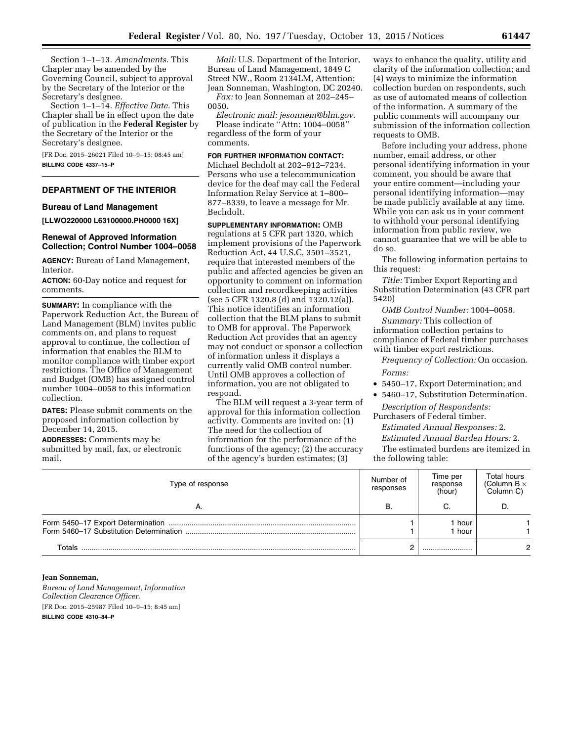Section 1–1–13. *Amendments.* This Chapter may be amended by the Governing Council, subject to approval by the Secretary of the Interior or the Secretary's designee.

Section 1–1–14. *Effective Date.* This Chapter shall be in effect upon the date of publication in the **Federal Register** by the Secretary of the Interior or the Secretary's designee.

[FR Doc. 2015–26021 Filed 10–9–15; 08:45 am]

**BILLING CODE 4337–15–P**

## DEPARTMENT OF THE INTERIOR

### Bureau of Land Management

**[LLWO220000 L63100000.PH0000 16X]**

### Renewal of Approved Information Collection; Control Number 1004–0058

**AGENCY:** Bureau of Land Management, Interior.

**ACTION:** 60-Day notice and request for comments.

**SUMMARY:** In compliance with the Paperwork Reduction Act, the Bureau of Land Management (BLM) invites public comments on, and plans to request approval to continue, the collection of information that enables the BLM to monitor compliance with timber export restrictions. The Office of Management and Budget (OMB) has assigned control number 1004–0058 to this information collection.

**DATES:** Please submit comments on the proposed information collection by December 14, 2015.

**ADDRESSES:** Comments may be submitted by mail, fax, or electronic mail.

*Mail:* U.S. Department of the Interior, Bureau of Land Management, 1849 C Street NW., Room 2134LM, Attention: Jean Sonneman, Washington, DC 20240.

*Fax:* to Jean Sonneman at 202–245–0050.

*Electronic mail: jesonnem@blm.gov.*

Please indicate ''Attn: 1004–0058'' regardless of the form of your comments.

**FOR FURTHER INFORMATION CONTACT:** Michael Bechdolt at 202–912–7234. Persons who use a telecommunication device for the deaf may call the Federal Information Relay Service at 1–800–877–8339, to leave a message for Mr. Bechdolt.

**SUPPLEMENTARY INFORMATION:** OMB regulations at 5 CFR part 1320, which implement provisions of the Paperwork Reduction Act, 44 U.S.C. 3501–3521, require that interested members of the public and affected agencies be given an opportunity to comment on information collection and recordkeeping activities (see 5 CFR 1320.8 (d) and 1320.12(a)). This notice identifies an information collection that the BLM plans to submit to OMB for approval. The Paperwork Reduction Act provides that an agency may not conduct or sponsor a collection of information unless it displays a currently valid OMB control number. Until OMB approves a collection of information, you are not obligated to respond.

The BLM will request a 3-year term of approval for this information collection activity. Comments are invited on: (1) The need for the collection of information for the performance of the functions of the agency; (2) the accuracy of the agency's burden estimates; (3) ways to enhance the quality, utility and clarity of the information collection; and (4) ways to minimize the information collection burden on respondents, such as use of automated means of collection of the information. A summary of the public comments will accompany our submission of the information collection requests to OMB.

Before including your address, phone number, email address, or other personal identifying information in your comment, you should be aware that your entire comment—including your personal identifying information—may be made publicly available at any time. While you can ask us in your comment to withhold your personal identifying information from public review, we cannot guarantee that we will be able to do so.

The following information pertains to this request:

*Title:* Timber Export Reporting and Substitution Determination (43 CFR part 5420)

*OMB Control Number:* 1004–0058.

*Summary:* This collection of information pertains to compliance of Federal timber purchases with timber export restrictions.

*Frequency of Collection:* On occasion.

*Forms:*

- 5450–17, Export Determination; and
- 5460–17, Substitution Determination.

*Description of Respondents:* Purchasers of Federal timber.

*Estimated Annual Responses:* 2.

*Estimated Annual Burden Hours:* 2.

The estimated burdens are itemized in the following table:

| Type of response | Number of responses | Time per response (hour) | Total hours (Column B × Column C) |
|---|---|---|---|
| A. | B. | C. | D. |
| Form 5450–17 Export Determination | 1 | 1 hour | 1 |
| Form 5460–17 Substitution Determination | 1 | 1 hour | 1 |
| Totals | 2 | | 2 |

**Jean Sonneman,**

*Bureau of Land Management, Information Collection Clearance Officer.*

[FR Doc. 2015–25987 Filed 10–9–15; 8:45 am]

**BILLING CODE 4310–84–P**